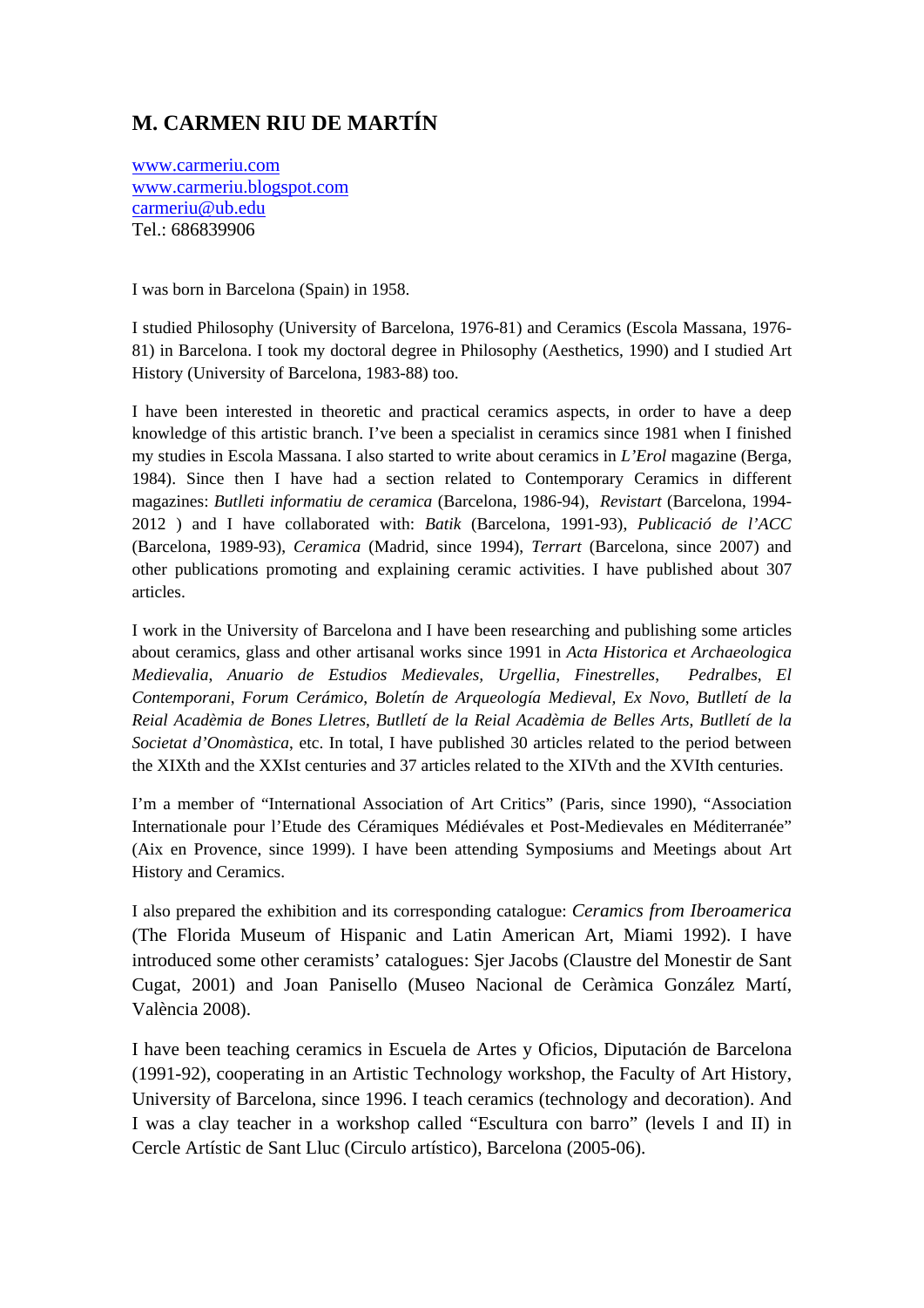# M. CARMEN RIU DE MARTÍN

[www.carmeriu.com](http://www.carmeriu.com)
[www.carmeriu.blogspot.com](http://www.carmeriu.blogspot.com)
[carmeriu@ub.edu](mailto:carmeriu@ub.edu)
Tel.: 686839906

I was born in Barcelona (Spain) in 1958.

I studied Philosophy (University of Barcelona, 1976-81) and Ceramics (Escola Massana, 1976-81) in Barcelona. I took my doctoral degree in Philosophy (Aesthetics, 1990) and I studied Art History (University of Barcelona, 1983-88) too.

I have been interested in theoretic and practical ceramics aspects, in order to have a deep knowledge of this artistic branch. I've been a specialist in ceramics since 1981 when I finished my studies in Escola Massana. I also started to write about ceramics in *L'Erol* magazine (Berga, 1984). Since then I have had a section related to Contemporary Ceramics in different magazines: *Butlleti informatiu de ceramica* (Barcelona, 1986-94), *Revistart* (Barcelona, 1994-2012 ) and I have collaborated with: *Batik* (Barcelona, 1991-93), *Publicació de l'ACC* (Barcelona, 1989-93), *Ceramica* (Madrid, since 1994), *Terrart* (Barcelona, since 2007) and other publications promoting and explaining ceramic activities. I have published about 307 articles.

I work in the University of Barcelona and I have been researching and publishing some articles about ceramics, glass and other artisanal works since 1991 in *Acta Historica et Archaeologica Medievalia*, *Anuario de Estudios Medievales, Urgellia*, *Finestrelles*, *Pedralbes*, *El Contemporani*, *Forum Cerámico, Boletín de Arqueología Medieval, Ex Novo*, *Butlletí de la Reial Acadèmia de Bones Lletres*, *Butlletí de la Reial Acadèmia de Belles Arts*, *Butlletí de la Societat d'Onomàstica*, etc. In total, I have published 30 articles related to the period between the XIXth and the XXIst centuries and 37 articles related to the XIVth and the XVIth centuries.

I'm a member of "International Association of Art Critics" (Paris, since 1990), "Association Internationale pour l'Etude des Céramiques Médiévales et Post-Medievales en Méditerranée" (Aix en Provence, since 1999). I have been attending Symposiums and Meetings about Art History and Ceramics.

I also prepared the exhibition and its corresponding catalogue: *Ceramics from Iberoamerica* (The Florida Museum of Hispanic and Latin American Art, Miami 1992). I have introduced some other ceramists' catalogues: Sjer Jacobs (Claustre del Monestir de Sant Cugat, 2001) and Joan Panisello (Museo Nacional de Ceràmica González Martí, València 2008).

I have been teaching ceramics in Escuela de Artes y Oficios, Diputación de Barcelona (1991-92), cooperating in an Artistic Technology workshop, the Faculty of Art History, University of Barcelona, since 1996. I teach ceramics (technology and decoration). And I was a clay teacher in a workshop called "Escultura con barro" (levels I and II) in Cercle Artístic de Sant Lluc (Circulo artístico), Barcelona (2005-06).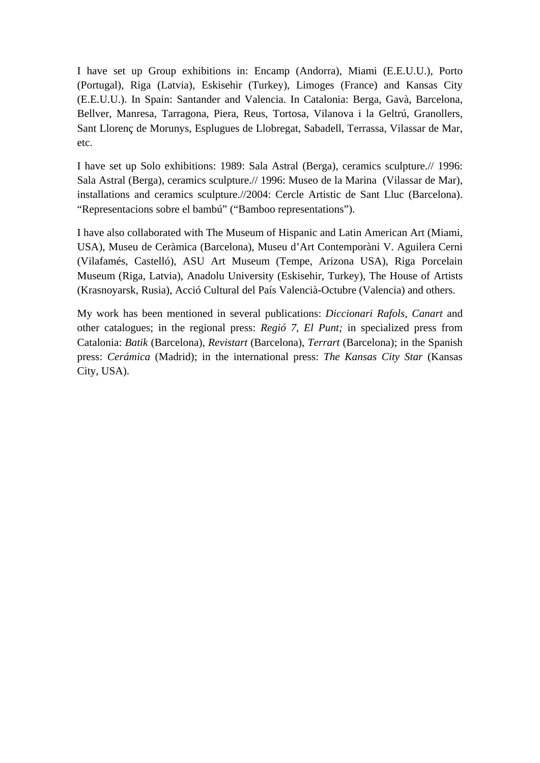I have set up Group exhibitions in: Encamp (Andorra), Miami (E.E.U.U.), Porto (Portugal), Riga (Latvia), Eskisehir (Turkey), Limoges (France) and Kansas City (E.E.U.U.). In Spain: Santander and Valencia. In Catalonia: Berga, Gavà, Barcelona, Bellver, Manresa, Tarragona, Piera, Reus, Tortosa, Vilanova i la Geltrú, Granollers, Sant Llorenç de Morunys, Esplugues de Llobregat, Sabadell, Terrassa, Vilassar de Mar, etc.

I have set up Solo exhibitions: 1989: Sala Astral (Berga), ceramics sculpture.// 1996: Sala Astral (Berga), ceramics sculpture.// 1996: Museo de la Marina (Vilassar de Mar), installations and ceramics sculpture.//2004: Cercle Artistic de Sant Lluc (Barcelona). "Representacions sobre el bambú" ("Bamboo representations").

I have also collaborated with The Museum of Hispanic and Latin American Art (Miami, USA), Museu de Ceràmica (Barcelona), Museu d'Art Contemporàni V. Aguilera Cerni (Vilafamés, Castelló), ASU Art Museum (Tempe, Arizona USA), Riga Porcelain Museum (Riga, Latvia), Anadolu University (Eskisehir, Turkey), The House of Artists (Krasnoyarsk, Rusia), Acció Cultural del País Valencià-Octubre (Valencia) and others.

My work has been mentioned in several publications: *Diccionari Rafols, Canart* and other catalogues; in the regional press: *Regió 7, El Punt;* in specialized press from Catalonia: *Batik* (Barcelona), *Revistart* (Barcelona), *Terrart* (Barcelona); in the Spanish press: *Cerámica* (Madrid); in the international press: *The Kansas City Star* (Kansas City, USA).